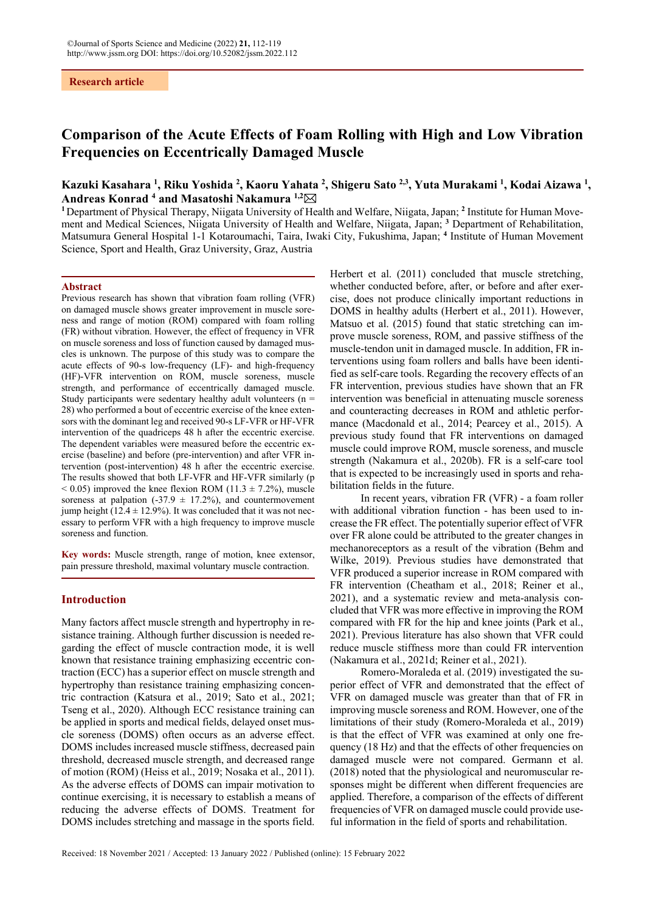Research article

# Comparison of the Acute Effects of Foam Rolling with High and Low Vibration Frequencies on Eccentrically Damaged Muscle

**Kazuki Kasahara [1], Riku Yoshida [2], Kaoru Yahata [2], Shigeru Sato [2,3], Yuta Murakami [1], Kodai Aizawa [1], Andreas Konrad [4] and Masatoshi Nakamura [1,2]**

[1] Department of Physical Therapy, Niigata University of Health and Welfare, Niigata, Japan; [2] Institute for Human Movement and Medical Sciences, Niigata University of Health and Welfare, Niigata, Japan; [3] Department of Rehabilitation, Matsumura General Hospital 1-1 Kotaroumachi, Taira, Iwaki City, Fukushima, Japan; [4] Institute of Human Movement Science, Sport and Health, Graz University, Graz, Austria

## Abstract

Previous research has shown that vibration foam rolling (VFR) on damaged muscle shows greater improvement in muscle soreness and range of motion (ROM) compared with foam rolling (FR) without vibration. However, the effect of frequency in VFR on muscle soreness and loss of function caused by damaged muscles is unknown. The purpose of this study was to compare the acute effects of 90-s low-frequency (LF)- and high-frequency (HF)-VFR intervention on ROM, muscle soreness, muscle strength, and performance of eccentrically damaged muscle. Study participants were sedentary healthy adult volunteers ($n = 28$) who performed a bout of eccentric exercise of the knee extensors with the dominant leg and received 90-s LF-VFR or HF-VFR intervention of the quadriceps 48 h after the eccentric exercise. The dependent variables were measured before the eccentric exercise (baseline) and before (pre-intervention) and after VFR intervention (post-intervention) 48 h after the eccentric exercise. The results showed that both LF-VFR and HF-VFR similarly ($p < 0.05$) improved the knee flexion ROM ($11.3 \pm 7.2\%$), muscle soreness at palpation ($-37.9 \pm 17.2\%$), and countermovement jump height ($12.4 \pm 12.9\%$). It was concluded that it was not necessary to perform VFR with a high frequency to improve muscle soreness and function.

**Key words:** Muscle strength, range of motion, knee extensor, pain pressure threshold, maximal voluntary muscle contraction.

## Introduction

Many factors affect muscle strength and hypertrophy in resistance training. Although further discussion is needed regarding the effect of muscle contraction mode, it is well known that resistance training emphasizing eccentric contraction (ECC) has a superior effect on muscle strength and hypertrophy than resistance training emphasizing concentric contraction (Katsura et al., 2019; Sato et al., 2021; Tseng et al., 2020). Although ECC resistance training can be applied in sports and medical fields, delayed onset muscle soreness (DOMS) often occurs as an adverse effect. DOMS includes increased muscle stiffness, decreased pain threshold, decreased muscle strength, and decreased range of motion (ROM) (Heiss et al., 2019; Nosaka et al., 2011). As the adverse effects of DOMS can impair motivation to continue exercising, it is necessary to establish a means of reducing the adverse effects of DOMS. Treatment for DOMS includes stretching and massage in the sports field. Herbert et al. (2011) concluded that muscle stretching, whether conducted before, after, or before and after exercise, does not produce clinically important reductions in DOMS in healthy adults (Herbert et al., 2011). However, Matsuo et al. (2015) found that static stretching can improve muscle soreness, ROM, and passive stiffness of the muscle-tendon unit in damaged muscle. In addition, FR interventions using foam rollers and balls have been identified as self-care tools. Regarding the recovery effects of an FR intervention, previous studies have shown that an FR intervention was beneficial in attenuating muscle soreness and counteracting decreases in ROM and athletic performance (Macdonald et al., 2014; Pearcey et al., 2015). A previous study found that FR interventions on damaged muscle could improve ROM, muscle soreness, and muscle strength (Nakamura et al., 2020b). FR is a self-care tool that is expected to be increasingly used in sports and rehabilitation fields in the future.

In recent years, vibration FR (VFR) - a foam roller with additional vibration function - has been used to increase the FR effect. The potentially superior effect of VFR over FR alone could be attributed to the greater changes in mechanoreceptors as a result of the vibration (Behm and Wilke, 2019). Previous studies have demonstrated that VFR produced a superior increase in ROM compared with FR intervention (Cheatham et al., 2018; Reiner et al., 2021), and a systematic review and meta-analysis concluded that VFR was more effective in improving the ROM compared with FR for the hip and knee joints (Park et al., 2021). Previous literature has also shown that VFR could reduce muscle stiffness more than could FR intervention (Nakamura et al., 2021d; Reiner et al., 2021).

Romero-Moraleda et al. (2019) investigated the superior effect of VFR and demonstrated that the effect of VFR on damaged muscle was greater than that of FR in improving muscle soreness and ROM. However, one of the limitations of their study (Romero-Moraleda et al., 2019) is that the effect of VFR was examined at only one frequency (18 Hz) and that the effects of other frequencies on damaged muscle were not compared. Germann et al. (2018) noted that the physiological and neuromuscular responses might be different when different frequencies are applied. Therefore, a comparison of the effects of different frequencies of VFR on damaged muscle could provide useful information in the field of sports and rehabilitation.

Received: 18 November 2021 / Accepted: 13 January 2022 / Published (online): 15 February 2022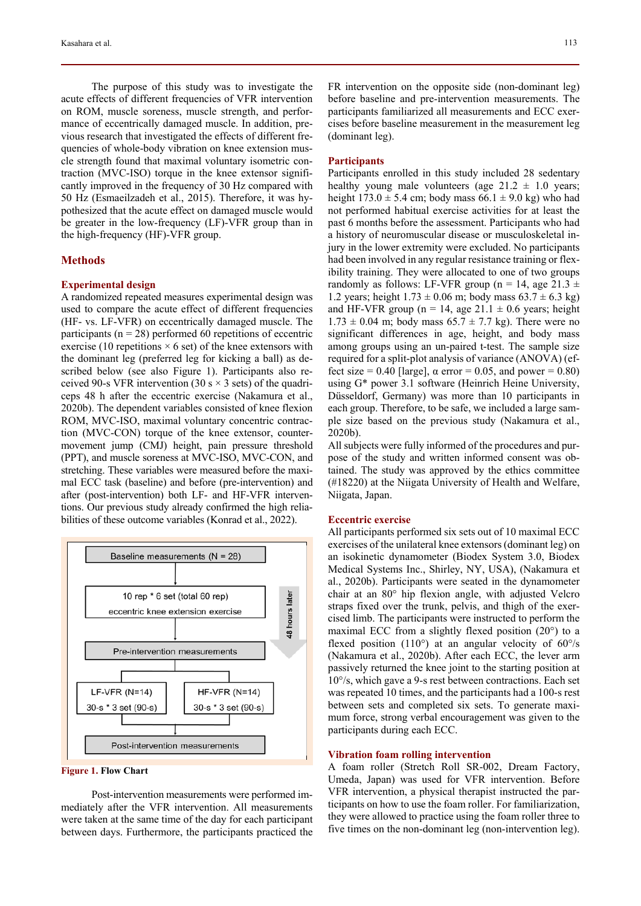The purpose of this study was to investigate the acute effects of different frequencies of VFR intervention on ROM, muscle soreness, muscle strength, and performance of eccentrically damaged muscle. In addition, previous research that investigated the effects of different frequencies of whole-body vibration on knee extension muscle strength found that maximal voluntary isometric contraction (MVC-ISO) torque in the knee extensor significantly improved in the frequency of 30 Hz compared with 50 Hz (Esmaeilzadeh et al., 2015). Therefore, it was hypothesized that the acute effect on damaged muscle would be greater in the low-frequency (LF)-VFR group than in the high-frequency (HF)-VFR group.

## Methods

### Experimental design

A randomized repeated measures experimental design was used to compare the acute effect of different frequencies (HF- vs. LF-VFR) on eccentrically damaged muscle. The participants (n = 28) performed 60 repetitions of eccentric exercise (10 repetitions × 6 set) of the knee extensors with the dominant leg (preferred leg for kicking a ball) as described below (see also Figure 1). Participants also received 90-s VFR intervention (30 s × 3 sets) of the quadriceps 48 h after the eccentric exercise (Nakamura et al., 2020b). The dependent variables consisted of knee flexion ROM, MVC-ISO, maximal voluntary concentric contraction (MVC-CON) torque of the knee extensor, countermovement jump (CMJ) height, pain pressure threshold (PPT), and muscle soreness at MVC-ISO, MVC-CON, and stretching. These variables were measured before the maximal ECC task (baseline) and before (pre-intervention) and after (post-intervention) both LF- and HF-VFR interventions. Our previous study already confirmed the high reliabilities of these outcome variables (Konrad et al., 2022).

Baseline measurements (N = 28)

10 rep * 6 set (total 60 rep)
eccentric knee extension exercise

48 hours later

Pre-intervention measurements

LF-VFR (N=14)
30-s * 3 set (90-s)

HF-VFR (N=14)
30-s * 3 set (90-s)

Post-intervention measurements

**Figure 1.** **Flow Chart**

Post-intervention measurements were performed immediately after the VFR intervention. All measurements were taken at the same time of the day for each participant between days. Furthermore, the participants practiced the FR intervention on the opposite side (non-dominant leg) before baseline and pre-intervention measurements. The participants familiarized all measurements and ECC exercises before baseline measurement in the measurement leg (dominant leg).

### Participants

Participants enrolled in this study included 28 sedentary healthy young male volunteers (age 21.2 ± 1.0 years; height 173.0 ± 5.4 cm; body mass 66.1 ± 9.0 kg) who had not performed habitual exercise activities for at least the past 6 months before the assessment. Participants who had a history of neuromuscular disease or musculoskeletal injury in the lower extremity were excluded. No participants had been involved in any regular resistance training or flexibility training. They were allocated to one of two groups randomly as follows: LF-VFR group (n = 14, age 21.3 ± 1.2 years; height 1.73 ± 0.06 m; body mass 63.7 ± 6.3 kg) and HF-VFR group (n = 14, age 21.1 ± 0.6 years; height 1.73 ± 0.04 m; body mass 65.7 ± 7.7 kg). There were no significant differences in age, height, and body mass among groups using an un-paired t-test. The sample size required for a split-plot analysis of variance (ANOVA) (effect size = 0.40 [large], α error = 0.05, and power = 0.80) using G* power 3.1 software (Heinrich Heine University, Düsseldorf, Germany) was more than 10 participants in each group. Therefore, to be safe, we included a large sample size based on the previous study (Nakamura et al., 2020b).

All subjects were fully informed of the procedures and purpose of the study and written informed consent was obtained. The study was approved by the ethics committee (#18220) at the Niigata University of Health and Welfare, Niigata, Japan.

### Eccentric exercise

All participants performed six sets out of 10 maximal ECC exercises of the unilateral knee extensors (dominant leg) on an isokinetic dynamometer (Biodex System 3.0, Biodex Medical Systems Inc., Shirley, NY, USA), (Nakamura et al., 2020b). Participants were seated in the dynamometer chair at an 80° hip flexion angle, with adjusted Velcro straps fixed over the trunk, pelvis, and thigh of the exercised limb. The participants were instructed to perform the maximal ECC from a slightly flexed position (20°) to a flexed position (110°) at an angular velocity of 60°/s (Nakamura et al., 2020b). After each ECC, the lever arm passively returned the knee joint to the starting position at 10°/s, which gave a 9-s rest between contractions. Each set was repeated 10 times, and the participants had a 100-s rest between sets and completed six sets. To generate maximum force, strong verbal encouragement was given to the participants during each ECC.

### Vibration foam rolling intervention

A foam roller (Stretch Roll SR-002, Dream Factory, Umeda, Japan) was used for VFR intervention. Before VFR intervention, a physical therapist instructed the participants on how to use the foam roller. For familiarization, they were allowed to practice using the foam roller three to five times on the non-dominant leg (non-intervention leg).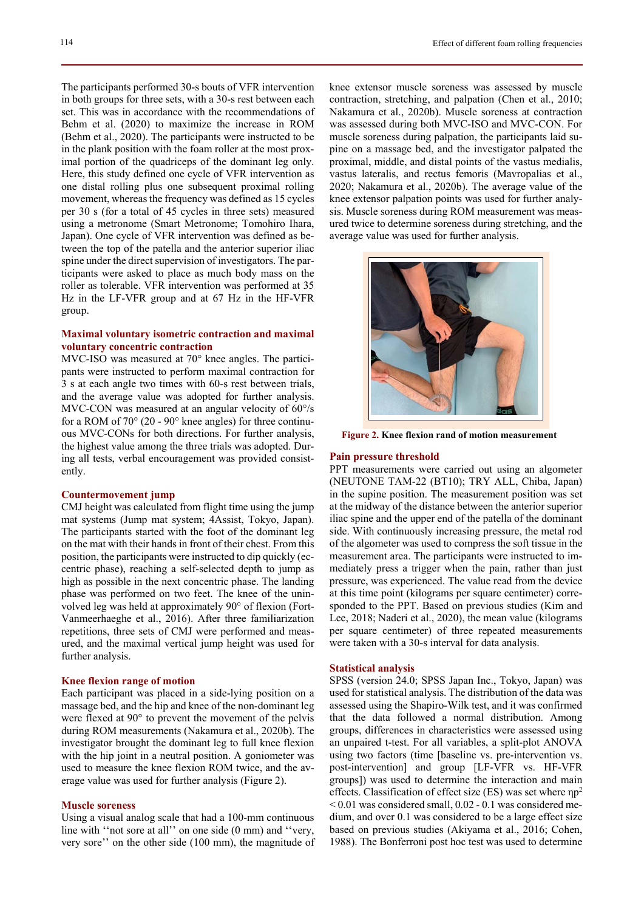The participants performed 30-s bouts of VFR intervention in both groups for three sets, with a 30-s rest between each set. This was in accordance with the recommendations of Behm et al. (2020) to maximize the increase in ROM (Behm et al., 2020). The participants were instructed to be in the plank position with the foam roller at the most proximal portion of the quadriceps of the dominant leg only. Here, this study defined one cycle of VFR intervention as one distal rolling plus one subsequent proximal rolling movement, whereas the frequency was defined as 15 cycles per 30 s (for a total of 45 cycles in three sets) measured using a metronome (Smart Metronome; Tomohiro Ihara, Japan). One cycle of VFR intervention was defined as between the top of the patella and the anterior superior iliac spine under the direct supervision of investigators. The participants were asked to place as much body mass on the roller as tolerable. VFR intervention was performed at 35 Hz in the LF-VFR group and at 67 Hz in the HF-VFR group.

## Maximal voluntary isometric contraction and maximal voluntary concentric contraction

MVC-ISO was measured at 70° knee angles. The participants were instructed to perform maximal contraction for 3 s at each angle two times with 60-s rest between trials, and the average value was adopted for further analysis. MVC-CON was measured at an angular velocity of 60°/s for a ROM of 70° (20 - 90° knee angles) for three continuous MVC-CONs for both directions. For further analysis, the highest value among the three trials was adopted. During all tests, verbal encouragement was provided consistently.

## Countermovement jump

CMJ height was calculated from flight time using the jump mat systems (Jump mat system; 4Assist, Tokyo, Japan). The participants started with the foot of the dominant leg on the mat with their hands in front of their chest. From this position, the participants were instructed to dip quickly (eccentric phase), reaching a self-selected depth to jump as high as possible in the next concentric phase. The landing phase was performed on two feet. The knee of the uninvolved leg was held at approximately 90° of flexion (Fort-Vanmeerhaeghe et al., 2016). After three familiarization repetitions, three sets of CMJ were performed and measured, and the maximal vertical jump height was used for further analysis.

## Knee flexion range of motion

Each participant was placed in a side-lying position on a massage bed, and the hip and knee of the non-dominant leg were flexed at 90° to prevent the movement of the pelvis during ROM measurements (Nakamura et al., 2020b). The investigator brought the dominant leg to full knee flexion with the hip joint in a neutral position. A goniometer was used to measure the knee flexion ROM twice, and the average value was used for further analysis (Figure 2).

## Muscle soreness

Using a visual analog scale that had a 100-mm continuous line with ''not sore at all'' on one side (0 mm) and ''very, very sore'' on the other side (100 mm), the magnitude of knee extensor muscle soreness was assessed by muscle contraction, stretching, and palpation (Chen et al., 2010; Nakamura et al., 2020b). Muscle soreness at contraction was assessed during both MVC-ISO and MVC-CON. For muscle soreness during palpation, the participants laid supine on a massage bed, and the investigator palpated the proximal, middle, and distal points of the vastus medialis, vastus lateralis, and rectus femoris (Mavropalias et al., 2020; Nakamura et al., 2020b). The average value of the knee extensor palpation points was used for further analysis. Muscle soreness during ROM measurement was measured twice to determine soreness during stretching, and the average value was used for further analysis.

**Figure 2.** **Knee flexion rand of motion measurement**

## Pain pressure threshold

PPT measurements were carried out using an algometer (NEUTONE TAM-22 (BT10); TRY ALL, Chiba, Japan) in the supine position. The measurement position was set at the midway of the distance between the anterior superior iliac spine and the upper end of the patella of the dominant side. With continuously increasing pressure, the metal rod of the algometer was used to compress the soft tissue in the measurement area. The participants were instructed to immediately press a trigger when the pain, rather than just pressure, was experienced. The value read from the device at this time point (kilograms per square centimeter) corresponded to the PPT. Based on previous studies (Kim and Lee, 2018; Naderi et al., 2020), the mean value (kilograms per square centimeter) of three repeated measurements were taken with a 30-s interval for data analysis.

## Statistical analysis

SPSS (version 24.0; SPSS Japan Inc., Tokyo, Japan) was used for statistical analysis. The distribution of the data was assessed using the Shapiro-Wilk test, and it was confirmed that the data followed a normal distribution. Among groups, differences in characteristics were assessed using an unpaired t-test. For all variables, a split-plot ANOVA using two factors (time [baseline vs. pre-intervention vs. post-intervention] and group [LF-VFR vs. HF-VFR groups]) was used to determine the interaction and main effects. Classification of effect size (ES) was set where $\eta p^2 < 0.01$ was considered small, 0.02 - 0.1 was considered medium, and over 0.1 was considered to be a large effect size based on previous studies (Akiyama et al., 2016; Cohen, 1988). The Bonferroni post hoc test was used to determine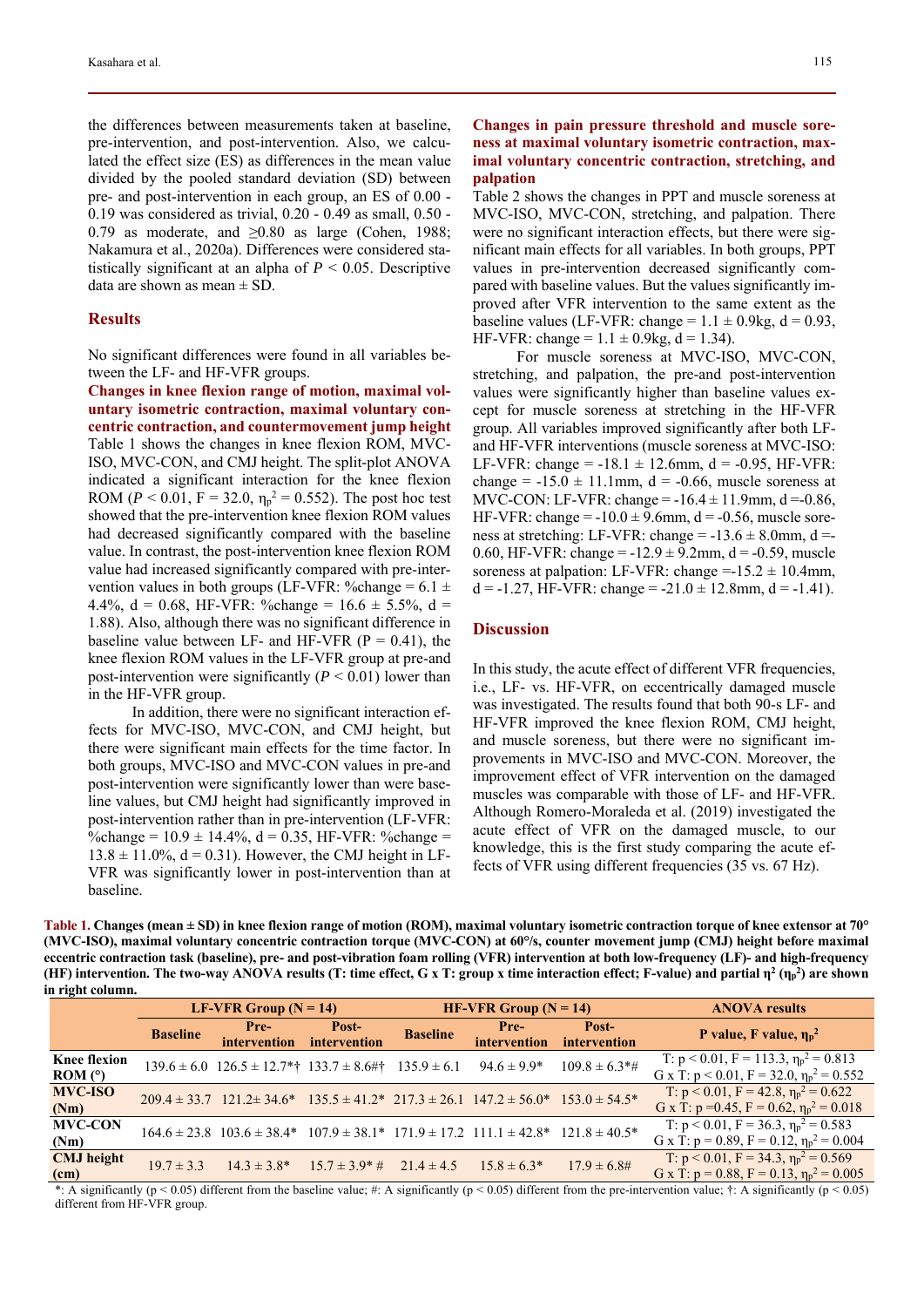the differences between measurements taken at baseline, pre-intervention, and post-intervention. Also, we calculated the effect size (ES) as differences in the mean value divided by the pooled standard deviation (SD) between pre- and post-intervention in each group, an ES of 0.00 - 0.19 was considered as trivial, 0.20 - 0.49 as small, 0.50 - 0.79 as moderate, and ≥0.80 as large (Cohen, 1988; Nakamura et al., 2020a). Differences were considered statistically significant at an alpha of $P < 0.05$. Descriptive data are shown as mean ± SD.

## Results

No significant differences were found in all variables between the LF- and HF-VFR groups.

### Changes in knee flexion range of motion, maximal voluntary isometric contraction, maximal voluntary concentric contraction, and countermovement jump height

Table 1 shows the changes in knee flexion ROM, MVC-ISO, MVC-CON, and CMJ height. The split-plot ANOVA indicated a significant interaction for the knee flexion ROM ($P < 0.01$, F = 32.0, $\eta_p^2$ = 0.552). The post hoc test showed that the pre-intervention knee flexion ROM values had decreased significantly compared with the baseline value. In contrast, the post-intervention knee flexion ROM value had increased significantly compared with pre-intervention values in both groups (LF-VFR: %change = 6.1 ± 4.4%, d = 0.68, HF-VFR: %change = 16.6 ± 5.5%, d = 1.88). Also, although there was no significant difference in baseline value between LF- and HF-VFR (P = 0.41), the knee flexion ROM values in the LF-VFR group at pre-and post-intervention were significantly ($P < 0.01$) lower than in the HF-VFR group.

In addition, there were no significant interaction effects for MVC-ISO, MVC-CON, and CMJ height, but there were significant main effects for the time factor. In both groups, MVC-ISO and MVC-CON values in pre-and post-intervention were significantly lower than were baseline values, but CMJ height had significantly improved in post-intervention rather than in pre-intervention (LF-VFR: %change = 10.9 ± 14.4%, d = 0.35, HF-VFR: %change = 13.8 ± 11.0%, d = 0.31). However, the CMJ height in LF-VFR was significantly lower in post-intervention than at baseline.

### Changes in pain pressure threshold and muscle soreness at maximal voluntary isometric contraction, maximal voluntary concentric contraction, stretching, and palpation

Table 2 shows the changes in PPT and muscle soreness at MVC-ISO, MVC-CON, stretching, and palpation. There were no significant interaction effects, but there were significant main effects for all variables. In both groups, PPT values in pre-intervention decreased significantly compared with baseline values. But the values significantly improved after VFR intervention to the same extent as the baseline values (LF-VFR: change = 1.1 ± 0.9kg, d = 0.93, HF-VFR: change = 1.1 ± 0.9kg, d = 1.34).

For muscle soreness at MVC-ISO, MVC-CON, stretching, and palpation, the pre-and post-intervention values were significantly higher than baseline values except for muscle soreness at stretching in the HF-VFR group. All variables improved significantly after both LF- and HF-VFR interventions (muscle soreness at MVC-ISO: LF-VFR: change = -18.1 ± 12.6mm, d = -0.95, HF-VFR: change = -15.0 ± 11.1mm, d = -0.66, muscle soreness at MVC-CON: LF-VFR: change = -16.4 ± 11.9mm, d =-0.86, HF-VFR: change = -10.0 ± 9.6mm, d = -0.56, muscle soreness at stretching: LF-VFR: change = -13.6 ± 8.0mm, d =-0.60, HF-VFR: change = -12.9 ± 9.2mm, d = -0.59, muscle soreness at palpation: LF-VFR: change =-15.2 ± 10.4mm, d = -1.27, HF-VFR: change = -21.0 ± 12.8mm, d = -1.41).

## Discussion

In this study, the acute effect of different VFR frequencies, i.e., LF- vs. HF-VFR, on eccentrically damaged muscle was investigated. The results found that both 90-s LF- and HF-VFR improved the knee flexion ROM, CMJ height, and muscle soreness, but there were no significant improvements in MVC-ISO and MVC-CON. Moreover, the improvement effect of VFR intervention on the damaged muscles was comparable with those of LF- and HF-VFR. Although Romero-Moraleda et al. (2019) investigated the acute effect of VFR on the damaged muscle, to our knowledge, this is the first study comparing the acute effects of VFR using different frequencies (35 vs. 67 Hz).

**Table 1. Changes (mean ± SD) in knee flexion range of motion (ROM), maximal voluntary isometric contraction torque of knee extensor at 70° (MVC-ISO), maximal voluntary concentric contraction torque (MVC-CON) at 60°/s, counter movement jump (CMJ) height before maximal eccentric contraction task (baseline), pre- and post-vibration foam rolling (VFR) intervention at both low-frequency (LF)- and high-frequency (HF) intervention. The two-way ANOVA results (T: time effect, G x T: group x time interaction effect; F-value) and partial $\eta^2$ ($\eta_p^2$) are shown in right column.**

| | LF-VFR Group (N = 14) | | | HF-VFR Group (N = 14) | | | ANOVA results |
|---|---|---|---|---|---|---|---|
| | Baseline | Pre-intervention | Post-intervention | Baseline | Pre-intervention | Post-intervention | P value, F value, $\eta_p^2$ |
| Knee flexion ROM (°) | 139.6 ± 6.0 | 126.5 ± 12.7*† | 133.7 ± 8.6#† | 135.9 ± 6.1 | 94.6 ± 9.9* | 109.8 ± 6.3*# | T: p < 0.01, F = 113.3, $\eta_p^2$ = 0.813<br>G x T: p < 0.01, F = 32.0, $\eta_p^2$ = 0.552 |
| MVC-ISO (Nm) | 209.4 ± 33.7 | 121.2± 34.6* | 135.5 ± 41.2* | 217.3 ± 26.1 | 147.2 ± 56.0* | 153.0 ± 54.5* | T: p < 0.01, F = 42.8, $\eta_p^2$ = 0.622<br>G x T: p =0.45, F = 0.62, $\eta_p^2$ = 0.018 |
| MVC-CON (Nm) | 164.6 ± 23.8 | 103.6 ± 38.4* | 107.9 ± 38.1* | 171.9 ± 17.2 | 111.1 ± 42.8* | 121.8 ± 40.5* | T: p < 0.01, F = 36.3, $\eta_p^2$ = 0.583<br>G x T: p = 0.89, F = 0.12, $\eta_p^2$ = 0.004 |
| CMJ height (cm) | 19.7 ± 3.3 | 14.3 ± 3.8* | 15.7 ± 3.9* # | 21.4 ± 4.5 | 15.8 ± 6.3* | 17.9 ± 6.8# | T: p < 0.01, F = 34.3, $\eta_p^2$ = 0.569<br>G x T: p = 0.88, F = 0.13, $\eta_p^2$ = 0.005 |

*: A significantly (p < 0.05) different from the baseline value; #: A significantly (p < 0.05) different from the pre-intervention value; †: A significantly (p < 0.05) different from HF-VFR group.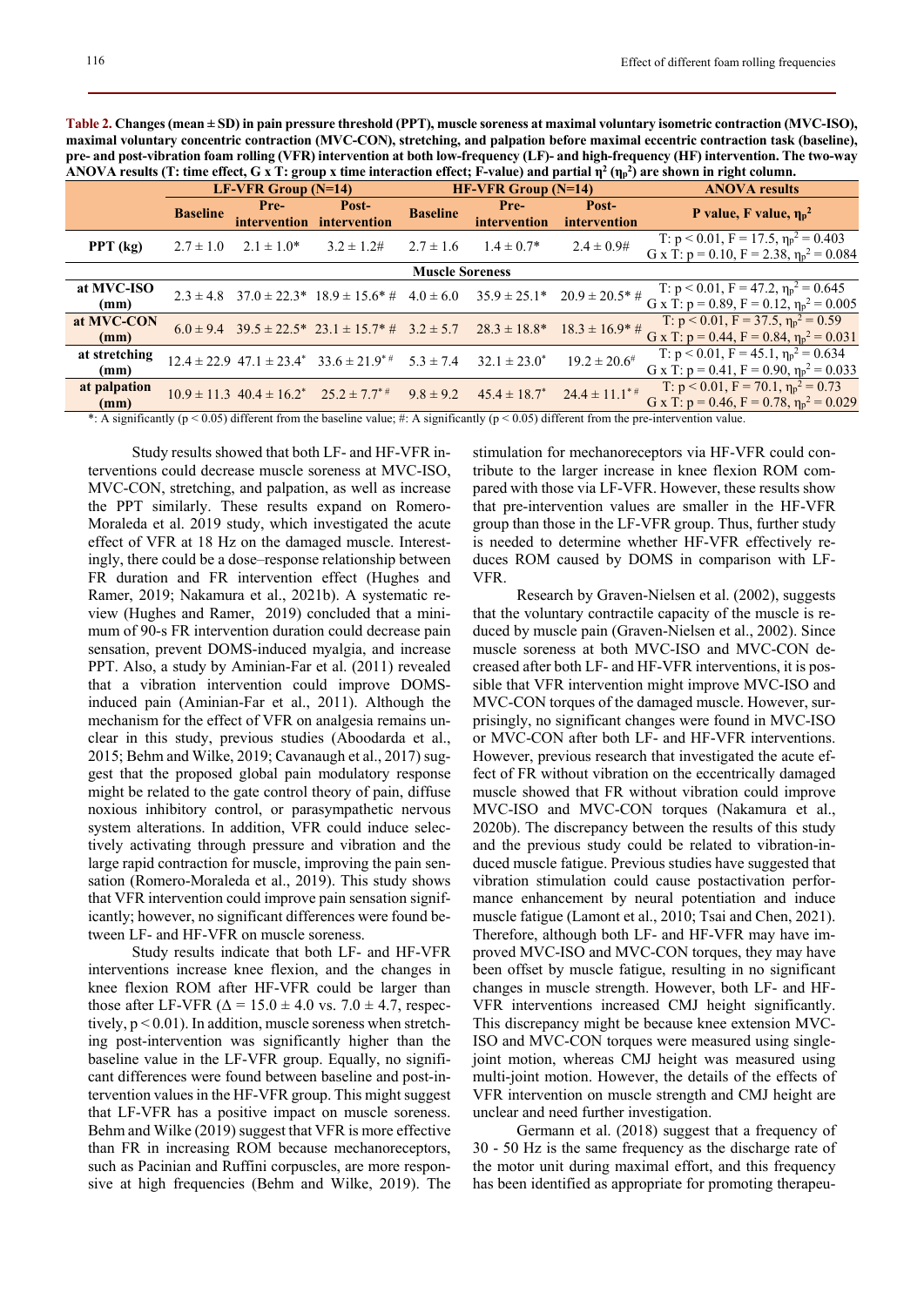**Table 2. Changes (mean ± SD) in pain pressure threshold (PPT), muscle soreness at maximal voluntary isometric contraction (MVC-ISO), maximal voluntary concentric contraction (MVC-CON), stretching, and palpation before maximal eccentric contraction task (baseline), pre- and post-vibration foam rolling (VFR) intervention at both low-frequency (LF)- and high-frequency (HF) intervention. The two-way ANOVA results (T: time effect, G x T: group x time interaction effect; F-value) and partial $\eta^2$ ($\eta_p^2$) are shown in right column.**

| | LF-VFR Group (N=14) | | | HF-VFR Group (N=14) | | | ANOVA results |
|---|---|---|---|---|---|---|---|
| | Baseline | Pre-intervention | Post-intervention | Baseline | Pre-intervention | Post-intervention | P value, F value, $\eta_p^2$ |
| PPT (kg) | 2.7 ± 1.0 | 2.1 ± 1.0* | 3.2 ± 1.2# | 2.7 ± 1.6 | 1.4 ± 0.7* | 2.4 ± 0.9# | T: $p < 0.01$, F = 17.5, $\eta_p^2 = 0.403$; G x T: $p = 0.10$, F = 2.38, $\eta_p^2 = 0.084$ |
| **Muscle Soreness** | | | | | | | |
| at MVC-ISO (mm) | 2.3 ± 4.8 | 37.0 ± 22.3* | 18.9 ± 15.6* # | 4.0 ± 6.0 | 35.9 ± 25.1* | 20.9 ± 20.5* # | T: $p < 0.01$, F = 47.2, $\eta_p^2 = 0.645$; G x T: $p = 0.89$, F = 0.12, $\eta_p^2 = 0.005$ |
| at MVC-CON (mm) | 6.0 ± 9.4 | 39.5 ± 22.5* | 23.1 ± 15.7* # | 3.2 ± 5.7 | 28.3 ± 18.8* | 18.3 ± 16.9* # | T: $p < 0.01$, F = 37.5, $\eta_p^2 = 0.59$; G x T: $p = 0.44$, F = 0.84, $\eta_p^2 = 0.031$ |
| at stretching (mm) | 12.4 ± 22.9 | 47.1 ± 23.4* | 33.6 ± 21.9* # | 5.3 ± 7.4 | 32.1 ± 23.0* | 19.2 ± 20.6# | T: $p < 0.01$, F = 45.1, $\eta_p^2 = 0.634$; G x T: $p = 0.90$, F = 0.41, $\eta_p^2 = 0.033$ |
| at palpation (mm) | 10.9 ± 11.3 | 40.4 ± 16.2* | 25.2 ± 7.7* # | 9.8 ± 9.2 | 45.4 ± 18.7* | 24.4 ± 11.1* # | T: $p < 0.01$, F = 70.1, $\eta_p^2 = 0.73$; G x T: $p = 0.46$, F = 0.78, $\eta_p^2 = 0.029$ |

*: A significantly ($p < 0.05$) different from the baseline value; #: A significantly ($p < 0.05$) different from the pre-intervention value.

Study results showed that both LF- and HF-VFR interventions could decrease muscle soreness at MVC-ISO, MVC-CON, stretching, and palpation, as well as increase the PPT similarly. These results expand on Romero-Moraleda et al. 2019 study, which investigated the acute effect of VFR at 18 Hz on the damaged muscle. Interestingly, there could be a dose–response relationship between FR duration and FR intervention effect (Hughes and Ramer, 2019; Nakamura et al., 2021b). A systematic review (Hughes and Ramer, 2019) concluded that a minimum of 90-s FR intervention duration could decrease pain sensation, prevent DOMS-induced myalgia, and increase PPT. Also, a study by Aminian-Far et al. (2011) revealed that a vibration intervention could improve DOMS-induced pain (Aminian-Far et al., 2011). Although the mechanism for the effect of VFR on analgesia remains unclear in this study, previous studies (Aboodarda et al., 2015; Behm and Wilke, 2019; Cavanaugh et al., 2017) suggest that the proposed global pain modulatory response might be related to the gate control theory of pain, diffuse noxious inhibitory control, or parasympathetic nervous system alterations. In addition, VFR could induce selectively activating through pressure and vibration and the large rapid contraction for muscle, improving the pain sensation (Romero-Moraleda et al., 2019). This study shows that VFR intervention could improve pain sensation significantly; however, no significant differences were found between LF- and HF-VFR on muscle soreness.

Study results indicate that both LF- and HF-VFR interventions increase knee flexion, and the changes in knee flexion ROM after HF-VFR could be larger than those after LF-VFR (Δ = 15.0 ± 4.0 vs. 7.0 ± 4.7, respectively, $p < 0.01$). In addition, muscle soreness when stretching post-intervention was significantly higher than the baseline value in the LF-VFR group. Equally, no significant differences were found between baseline and post-intervention values in the HF-VFR group. This might suggest that LF-VFR has a positive impact on muscle soreness. Behm and Wilke (2019) suggest that VFR is more effective than FR in increasing ROM because mechanoreceptors, such as Pacinian and Ruffini corpuscles, are more responsive at high frequencies (Behm and Wilke, 2019). The stimulation for mechanoreceptors via HF-VFR could contribute to the larger increase in knee flexion ROM compared with those via LF-VFR. However, these results show that pre-intervention values are smaller in the HF-VFR group than those in the LF-VFR group. Thus, further study is needed to determine whether HF-VFR effectively reduces ROM caused by DOMS in comparison with LF-VFR.

Research by Graven-Nielsen et al. (2002), suggests that the voluntary contractile capacity of the muscle is reduced by muscle pain (Graven-Nielsen et al., 2002). Since muscle soreness at both MVC-ISO and MVC-CON decreased after both LF- and HF-VFR interventions, it is possible that VFR intervention might improve MVC-ISO and MVC-CON torques of the damaged muscle. However, surprisingly, no significant changes were found in MVC-ISO or MVC-CON after both LF- and HF-VFR interventions. However, previous research that investigated the acute effect of FR without vibration on the eccentrically damaged muscle showed that FR without vibration could improve MVC-ISO and MVC-CON torques (Nakamura et al., 2020b). The discrepancy between the results of this study and the previous study could be related to vibration-induced muscle fatigue. Previous studies have suggested that vibration stimulation could cause postactivation performance enhancement by neural potentiation and induce muscle fatigue (Lamont et al., 2010; Tsai and Chen, 2021). Therefore, although both LF- and HF-VFR may have improved MVC-ISO and MVC-CON torques, they may have been offset by muscle fatigue, resulting in no significant changes in muscle strength. However, both LF- and HF-VFR interventions increased CMJ height significantly. This discrepancy might be because knee extension MVC-ISO and MVC-CON torques were measured using single-joint motion, whereas CMJ height was measured using multi-joint motion. However, the details of the effects of VFR intervention on muscle strength and CMJ height are unclear and need further investigation.

Germann et al. (2018) suggest that a frequency of 30 - 50 Hz is the same frequency as the discharge rate of the motor unit during maximal effort, and this frequency has been identified as appropriate for promoting therapeu-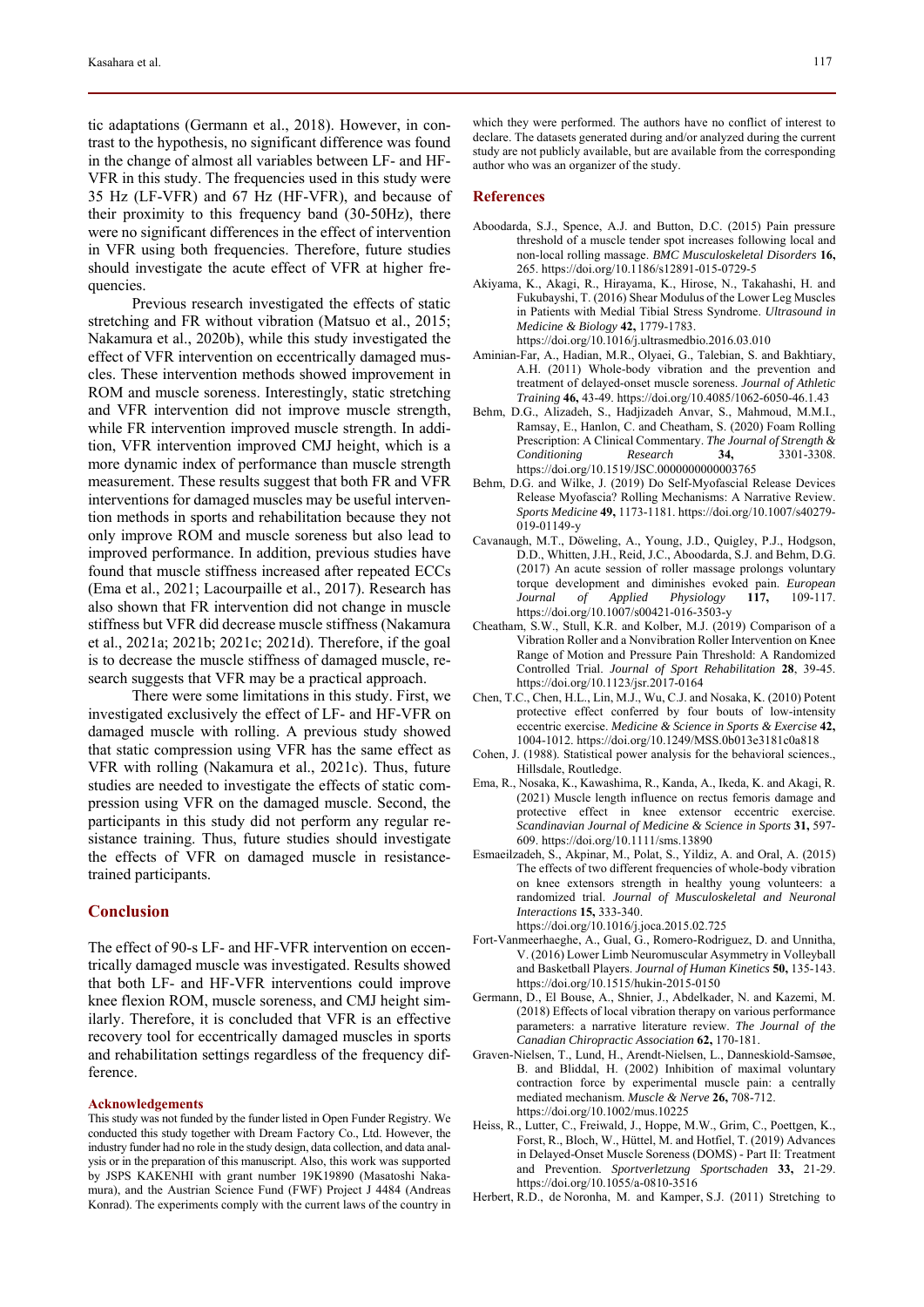tic adaptations (Germann et al., 2018). However, in contrast to the hypothesis, no significant difference was found in the change of almost all variables between LF- and HF-VFR in this study. The frequencies used in this study were 35 Hz (LF-VFR) and 67 Hz (HF-VFR), and because of their proximity to this frequency band (30-50Hz), there were no significant differences in the effect of intervention in VFR using both frequencies. Therefore, future studies should investigate the acute effect of VFR at higher frequencies.

Previous research investigated the effects of static stretching and FR without vibration (Matsuo et al., 2015; Nakamura et al., 2020b), while this study investigated the effect of VFR intervention on eccentrically damaged muscles. These intervention methods showed improvement in ROM and muscle soreness. Interestingly, static stretching and VFR intervention did not improve muscle strength, while FR intervention improved muscle strength. In addition, VFR intervention improved CMJ height, which is a more dynamic index of performance than muscle strength measurement. These results suggest that both FR and VFR interventions for damaged muscles may be useful intervention methods in sports and rehabilitation because they not only improve ROM and muscle soreness but also lead to improved performance. In addition, previous studies have found that muscle stiffness increased after repeated ECCs (Ema et al., 2021; Lacourpaille et al., 2017). Research has also shown that FR intervention did not change in muscle stiffness but VFR did decrease muscle stiffness (Nakamura et al., 2021a; 2021b; 2021c; 2021d). Therefore, if the goal is to decrease the muscle stiffness of damaged muscle, research suggests that VFR may be a practical approach.

There were some limitations in this study. First, we investigated exclusively the effect of LF- and HF-VFR on damaged muscle with rolling. A previous study showed that static compression using VFR has the same effect as VFR with rolling (Nakamura et al., 2021c). Thus, future studies are needed to investigate the effects of static compression using VFR on the damaged muscle. Second, the participants in this study did not perform any regular resistance training. Thus, future studies should investigate the effects of VFR on damaged muscle in resistance-trained participants.

## Conclusion

The effect of 90-s LF- and HF-VFR intervention on eccentrically damaged muscle was investigated. Results showed that both LF- and HF-VFR interventions could improve knee flexion ROM, muscle soreness, and CMJ height similarly. Therefore, it is concluded that VFR is an effective recovery tool for eccentrically damaged muscles in sports and rehabilitation settings regardless of the frequency difference.

### Acknowledgements

This study was not funded by the funder listed in Open Funder Registry. We conducted this study together with Dream Factory Co., Ltd. However, the industry funder had no role in the study design, data collection, and data analysis or in the preparation of this manuscript. Also, this work was supported by JSPS KAKENHI with grant number 19K19890 (Masatoshi Nakamura), and the Austrian Science Fund (FWF) Project J 4484 (Andreas Konrad). The experiments comply with the current laws of the country in which they were performed. The authors have no conflict of interest to declare. The datasets generated during and/or analyzed during the current study are not publicly available, but are available from the corresponding author who was an organizer of the study.

## References

Aboodarda, S.J., Spence, A.J. and Button, D.C. (2015) Pain pressure threshold of a muscle tender spot increases following local and non-local rolling massage. *BMC Musculoskeletal Disorders* **16,** 265. https://doi.org/10.1186/s12891-015-0729-5

Akiyama, K., Akagi, R., Hirayama, K., Hirose, N., Takahashi, H. and Fukubayshi, T. (2016) Shear Modulus of the Lower Leg Muscles in Patients with Medial Tibial Stress Syndrome. *Ultrasound in Medicine & Biology* **42,** 1779-1783. https://doi.org/10.1016/j.ultrasmedbio.2016.03.010

Aminian-Far, A., Hadian, M.R., Olyaei, G., Talebian, S. and Bakhtiary, A.H. (2011) Whole-body vibration and the prevention and treatment of delayed-onset muscle soreness. *Journal of Athletic Training* **46,** 43-49. https://doi.org/10.4085/1062-6050-46.1.43

Behm, D.G., Alizadeh, S., Hadjizadeh Anvar, S., Mahmoud, M.M.I., Ramsay, E., Hanlon, C. and Cheatham, S. (2020) Foam Rolling Prescription: A Clinical Commentary. *The Journal of Strength & Conditioning Research* **34,** 3301-3308. https://doi.org/10.1519/JSC.0000000000003765

Behm, D.G. and Wilke, J. (2019) Do Self-Myofascial Release Devices Release Myofascia? Rolling Mechanisms: A Narrative Review. *Sports Medicine* **49,** 1173-1181. https://doi.org/10.1007/s40279-019-01149-y

Cavanaugh, M.T., Döweling, A., Young, J.D., Quigley, P.J., Hodgson, D.D., Whitten, J.H., Reid, J.C., Aboodarda, S.J. and Behm, D.G. (2017) An acute session of roller massage prolongs voluntary torque development and diminishes evoked pain. *European Journal of Applied Physiology* **117,** 109-117. https://doi.org/10.1007/s00421-016-3503-y

Cheatham, S.W., Stull, K.R. and Kolber, M.J. (2019) Comparison of a Vibration Roller and a Nonvibration Roller Intervention on Knee Range of Motion and Pressure Pain Threshold: A Randomized Controlled Trial. *Journal of Sport Rehabilitation* **28**, 39-45. https://doi.org/10.1123/jsr.2017-0164

Chen, T.C., Chen, H.L., Lin, M.J., Wu, C.J. and Nosaka, K. (2010) Potent protective effect conferred by four bouts of low-intensity eccentric exercise. *Medicine & Science in Sports & Exercise* **42,** 1004-1012. https://doi.org/10.1249/MSS.0b013e3181c0a818

Cohen, J. (1988). Statistical power analysis for the behavioral sciences., Hillsdale, Routledge.

Ema, R., Nosaka, K., Kawashima, R., Kanda, A., Ikeda, K. and Akagi, R. (2021) Muscle length influence on rectus femoris damage and protective effect in knee extensor eccentric exercise. *Scandinavian Journal of Medicine & Science in Sports* **31,** 597-609. https://doi.org/10.1111/sms.13890

Esmaeilzadeh, S., Akpinar, M., Polat, S., Yildiz, A. and Oral, A. (2015) The effects of two different frequencies of whole-body vibration on knee extensors strength in healthy young volunteers: a randomized trial. *Journal of Musculoskeletal and Neuronal Interactions* **15,** 333-340. https://doi.org/10.1016/j.joca.2015.02.725

Fort-Vanmeerhaeghe, A., Gual, G., Romero-Rodriguez, D. and Unnitha, V. (2016) Lower Limb Neuromuscular Asymmetry in Volleyball and Basketball Players. *Journal of Human Kinetics* **50,** 135-143. https://doi.org/10.1515/hukin-2015-0150

Germann, D., El Bouse, A., Shnier, J., Abdelkader, N. and Kazemi, M. (2018) Effects of local vibration therapy on various performance parameters: a narrative literature review. *The Journal of the Canadian Chiropractic Association* **62,** 170-181.

Graven-Nielsen, T., Lund, H., Arendt-Nielsen, L., Danneskiold-Samsøe, B. and Bliddal, H. (2002) Inhibition of maximal voluntary contraction force by experimental muscle pain: a centrally mediated mechanism. *Muscle & Nerve* **26,** 708-712. https://doi.org/10.1002/mus.10225

Heiss, R., Lutter, C., Freiwald, J., Hoppe, M.W., Grim, C., Poettgen, K., Forst, R., Bloch, W., Hüttel, M. and Hotfiel, T. (2019) Advances in Delayed-Onset Muscle Soreness (DOMS) - Part II: Treatment and Prevention. *Sportverletzung Sportschaden* **33,** 21-29. https://doi.org/10.1055/a-0810-3516

Herbert, R.D., de Noronha, M. and Kamper, S.J. (2011) Stretching to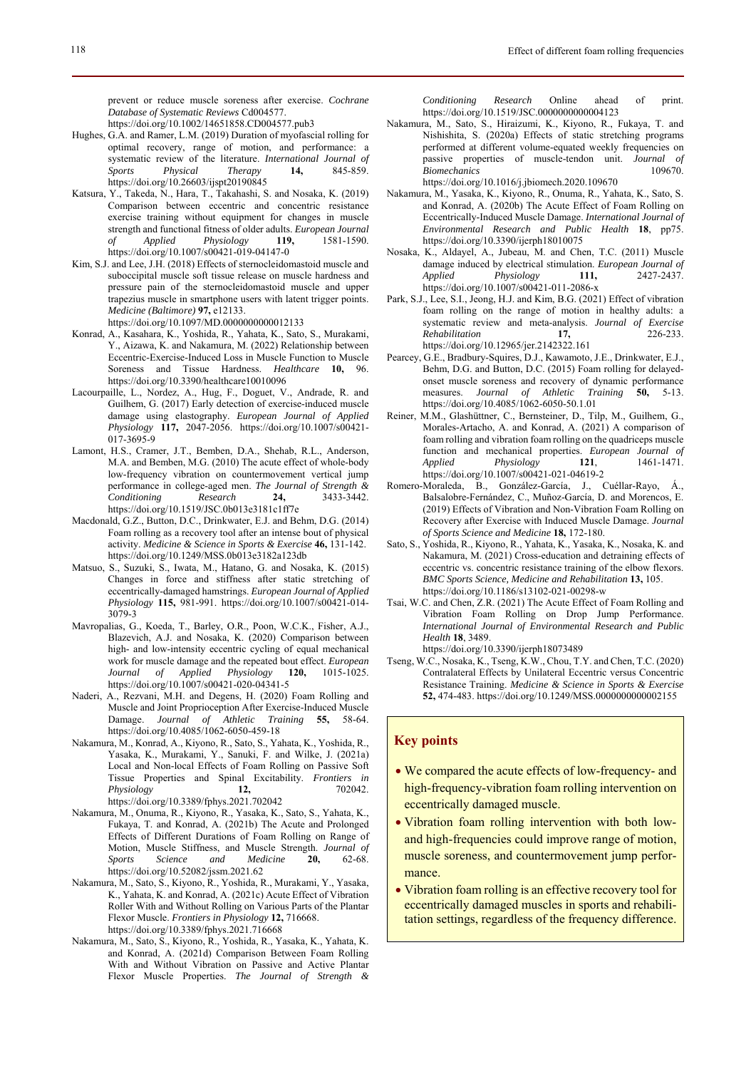prevent or reduce muscle soreness after exercise. *Cochrane Database of Systematic Reviews* Cd004577. https://doi.org/10.1002/14651858.CD004577.pub3

Hughes, G.A. and Ramer, L.M. (2019) Duration of myofascial rolling for optimal recovery, range of motion, and performance: a systematic review of the literature. *International Journal of Sports Physical Therapy* **14,** 845-859. https://doi.org/10.26603/ijspt20190845

Katsura, Y., Takeda, N., Hara, T., Takahashi, S. and Nosaka, K. (2019) Comparison between eccentric and concentric resistance exercise training without equipment for changes in muscle strength and functional fitness of older adults. *European Journal of Applied Physiology* **119,** 1581-1590. https://doi.org/10.1007/s00421-019-04147-0

Kim, S.J. and Lee, J.H. (2018) Effects of sternocleidomastoid muscle and suboccipital muscle soft tissue release on muscle hardness and pressure pain of the sternocleidomastoid muscle and upper trapezius muscle in smartphone users with latent trigger points. *Medicine (Baltimore)* **97,** e12133. https://doi.org/10.1097/MD.0000000000012133

Konrad, A., Kasahara, K., Yoshida, R., Yahata, K., Sato, S., Murakami, Y., Aizawa, K. and Nakamura, M. (2022) Relationship between Eccentric-Exercise-Induced Loss in Muscle Function to Muscle Soreness and Tissue Hardness. *Healthcare* **10,** 96. https://doi.org/10.3390/healthcare10010096

Lacourpaille, L., Nordez, A., Hug, F., Doguet, V., Andrade, R. and Guilhem, G. (2017) Early detection of exercise-induced muscle damage using elastography. *European Journal of Applied Physiology* **117,** 2047-2056. https://doi.org/10.1007/s00421-017-3695-9

Lamont, H.S., Cramer, J.T., Bemben, D.A., Shehab, R.L., Anderson, M.A. and Bemben, M.G. (2010) The acute effect of whole-body low-frequency vibration on countermovement vertical jump performance in college-aged men. *The Journal of Strength & Conditioning Research* **24,** 3433-3442. https://doi.org/10.1519/JSC.0b013e3181c1ff7e

Macdonald, G.Z., Button, D.C., Drinkwater, E.J. and Behm, D.G. (2014) Foam rolling as a recovery tool after an intense bout of physical activity. *Medicine & Science in Sports & Exercise* **46,** 131-142. https://doi.org/10.1249/MSS.0b013e3182a123db

Matsuo, S., Suzuki, S., Iwata, M., Hatano, G. and Nosaka, K. (2015) Changes in force and stiffness after static stretching of eccentrically-damaged hamstrings. *European Journal of Applied Physiology* **115,** 981-991. https://doi.org/10.1007/s00421-014-3079-3

Mavropalias, G., Koeda, T., Barley, O.R., Poon, W.C.K., Fisher, A.J., Blazevich, A.J. and Nosaka, K. (2020) Comparison between high- and low-intensity eccentric cycling of equal mechanical work for muscle damage and the repeated bout effect. *European Journal of Applied Physiology* **120,** 1015-1025. https://doi.org/10.1007/s00421-020-04341-5

Naderi, A., Rezvani, M.H. and Degens, H. (2020) Foam Rolling and Muscle and Joint Proprioception After Exercise-Induced Muscle Damage. *Journal of Athletic Training* **55,** 58-64. https://doi.org/10.4085/1062-6050-459-18

Nakamura, M., Konrad, A., Kiyono, R., Sato, S., Yahata, K., Yoshida, R., Yasaka, K., Murakami, Y., Sanuki, F. and Wilke, J. (2021a) Local and Non-local Effects of Foam Rolling on Passive Soft Tissue Properties and Spinal Excitability. *Frontiers in Physiology* **12,** 702042. https://doi.org/10.3389/fphys.2021.702042

Nakamura, M., Onuma, R., Kiyono, R., Yasaka, K., Sato, S., Yahata, K., Fukaya, T. and Konrad, A. (2021b) The Acute and Prolonged Effects of Different Durations of Foam Rolling on Range of Motion, Muscle Stiffness, and Muscle Strength. *Journal of Sports Science and Medicine* **20,** 62-68. https://doi.org/10.52082/jssm.2021.62

Nakamura, M., Sato, S., Kiyono, R., Yoshida, R., Murakami, Y., Yasaka, K., Yahata, K. and Konrad, A. (2021c) Acute Effect of Vibration Roller With and Without Rolling on Various Parts of the Plantar Flexor Muscle. *Frontiers in Physiology* **12,** 716668. https://doi.org/10.3389/fphys.2021.716668

Nakamura, M., Sato, S., Kiyono, R., Yoshida, R., Yasaka, K., Yahata, K. and Konrad, A. (2021d) Comparison Between Foam Rolling With and Without Vibration on Passive and Active Plantar Flexor Muscle Properties. *The Journal of Strength & Conditioning Research* Online ahead of print. https://doi.org/10.1519/JSC.0000000000004123

Nakamura, M., Sato, S., Hiraizumi, K., Kiyono, R., Fukaya, T. and Nishishita, S. (2020a) Effects of static stretching programs performed at different volume-equated weekly frequencies on passive properties of muscle-tendon unit. *Journal of Biomechanics* 109670. https://doi.org/10.1016/j.jbiomech.2020.109670

Nakamura, M., Yasaka, K., Kiyono, R., Onuma, R., Yahata, K., Sato, S. and Konrad, A. (2020b) The Acute Effect of Foam Rolling on Eccentrically-Induced Muscle Damage. *International Journal of Environmental Research and Public Health* **18**, pp75. https://doi.org/10.3390/ijerph18010075

Nosaka, K., Aldayel, A., Jubeau, M. and Chen, T.C. (2011) Muscle damage induced by electrical stimulation. *European Journal of Applied Physiology* **111,** 2427-2437. https://doi.org/10.1007/s00421-011-2086-x

Park, S.J., Lee, S.I., Jeong, H.J. and Kim, B.G. (2021) Effect of vibration foam rolling on the range of motion in healthy adults: a systematic review and meta-analysis. *Journal of Exercise Rehabilitation* **17,** 226-233. https://doi.org/10.12965/jer.2142322.161

Pearcey, G.E., Bradbury-Squires, D.J., Kawamoto, J.E., Drinkwater, E.J., Behm, D.G. and Button, D.C. (2015) Foam rolling for delayed-onset muscle soreness and recovery of dynamic performance measures. *Journal of Athletic Training* **50,** 5-13. https://doi.org/10.4085/1062-6050-50.1.01

Reiner, M.M., Glashüttner, C., Bernsteiner, D., Tilp, M., Guilhem, G., Morales-Artacho, A. and Konrad, A. (2021) A comparison of foam rolling and vibration foam rolling on the quadriceps muscle function and mechanical properties. *European Journal of Applied Physiology* **121**, 1461-1471. https://doi.org/10.1007/s00421-021-04619-2

Romero-Moraleda, B., González-García, J., Cuéllar-Rayo, Á., Balsalobre-Fernández, C., Muñoz-García, D. and Morencos, E. (2019) Effects of Vibration and Non-Vibration Foam Rolling on Recovery after Exercise with Induced Muscle Damage. *Journal of Sports Science and Medicine* **18,** 172-180.

Sato, S., Yoshida, R., Kiyono, R., Yahata, K., Yasaka, K., Nosaka, K. and Nakamura, M. (2021) Cross-education and detraining effects of eccentric vs. concentric resistance training of the elbow flexors. *BMC Sports Science, Medicine and Rehabilitation* **13,** 105. https://doi.org/10.1186/s13102-021-00298-w

Tsai, W.C. and Chen, Z.R. (2021) The Acute Effect of Foam Rolling and Vibration Foam Rolling on Drop Jump Performance. *International Journal of Environmental Research and Public Health* **18**, 3489. https://doi.org/10.3390/ijerph18073489

Tseng, W.C., Nosaka, K., Tseng, K.W., Chou, T.Y. and Chen, T.C. (2020) Contralateral Effects by Unilateral Eccentric versus Concentric Resistance Training. *Medicine & Science in Sports & Exercise* **52,** 474-483. https://doi.org/10.1249/MSS.0000000000002155

## Key points

- We compared the acute effects of low-frequency- and high-frequency-vibration foam rolling intervention on eccentrically damaged muscle.
- Vibration foam rolling intervention with both low- and high-frequencies could improve range of motion, muscle soreness, and countermovement jump performance.
- Vibration foam rolling is an effective recovery tool for eccentrically damaged muscles in sports and rehabilitation settings, regardless of the frequency difference.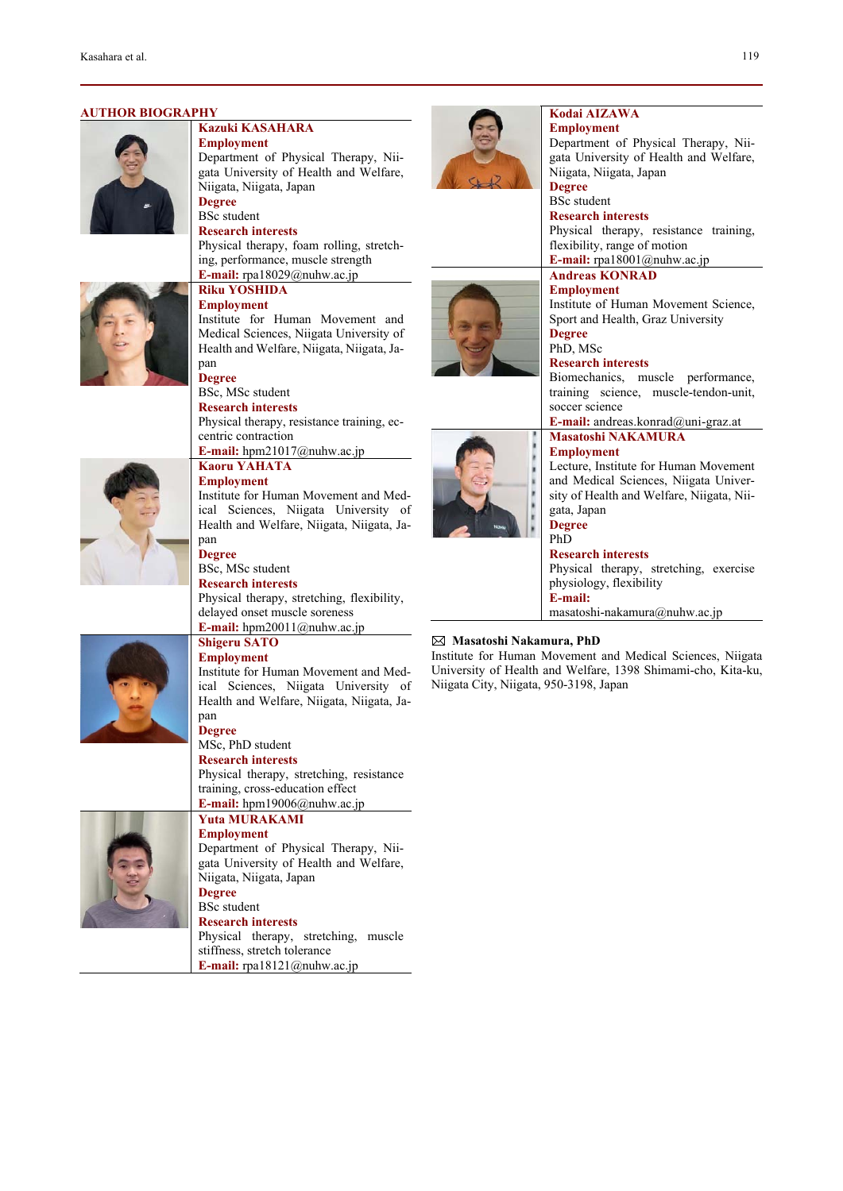## AUTHOR BIOGRAPHY

**Kazuki KASAHARA**
**Employment**
Department of Physical Therapy, Niigata University of Health and Welfare, Niigata, Niigata, Japan
**Degree**
BSc student
**Research interests**
Physical therapy, foam rolling, stretching, performance, muscle strength
**E-mail:** rpa18029@nuhw.ac.jp

**Riku YOSHIDA**
**Employment**
Institute for Human Movement and Medical Sciences, Niigata University of Health and Welfare, Niigata, Niigata, Japan
**Degree**
BSc, MSc student
**Research interests**
Physical therapy, resistance training, eccentric contraction
**E-mail:** hpm21017@nuhw.ac.jp

**Kaoru YAHATA**
**Employment**
Institute for Human Movement and Medical Sciences, Niigata University of Health and Welfare, Niigata, Niigata, Japan
**Degree**
BSc, MSc student
**Research interests**
Physical therapy, stretching, flexibility, delayed onset muscle soreness
**E-mail:** hpm20011@nuhw.ac.jp

**Shigeru SATO**
**Employment**
Institute for Human Movement and Medical Sciences, Niigata University of Health and Welfare, Niigata, Niigata, Japan
**Degree**
MSc, PhD student
**Research interests**
Physical therapy, stretching, resistance training, cross-education effect
**E-mail:** hpm19006@nuhw.ac.jp

**Yuta MURAKAMI**
**Employment**
Department of Physical Therapy, Niigata University of Health and Welfare, Niigata, Niigata, Japan
**Degree**
BSc student
**Research interests**
Physical therapy, stretching, muscle stiffness, stretch tolerance
**E-mail:** rpa18121@nuhw.ac.jp

**Kodai AIZAWA**
**Employment**
Department of Physical Therapy, Niigata University of Health and Welfare, Niigata, Niigata, Japan
**Degree**
BSc student
**Research interests**
Physical therapy, resistance training, flexibility, range of motion
**E-mail:** rpa18001@nuhw.ac.jp

**Andreas KONRAD**
**Employment**
Institute of Human Movement Science, Sport and Health, Graz University
**Degree**
PhD, MSc
**Research interests**
Biomechanics, muscle performance, training science, muscle-tendon-unit, soccer science
**E-mail:** andreas.konrad@uni-graz.at

**Masatoshi NAKAMURA**
**Employment**
Lecture, Institute for Human Movement and Medical Sciences, Niigata University of Health and Welfare, Niigata, Niigata, Japan
**Degree**
PhD
**Research interests**
Physical therapy, stretching, exercise physiology, flexibility
**E-mail:**
masatoshi-nakamura@nuhw.ac.jp

✉ **Masatoshi Nakamura, PhD**
Institute for Human Movement and Medical Sciences, Niigata University of Health and Welfare, 1398 Shimami-cho, Kita-ku, Niigata City, Niigata, 950-3198, Japan